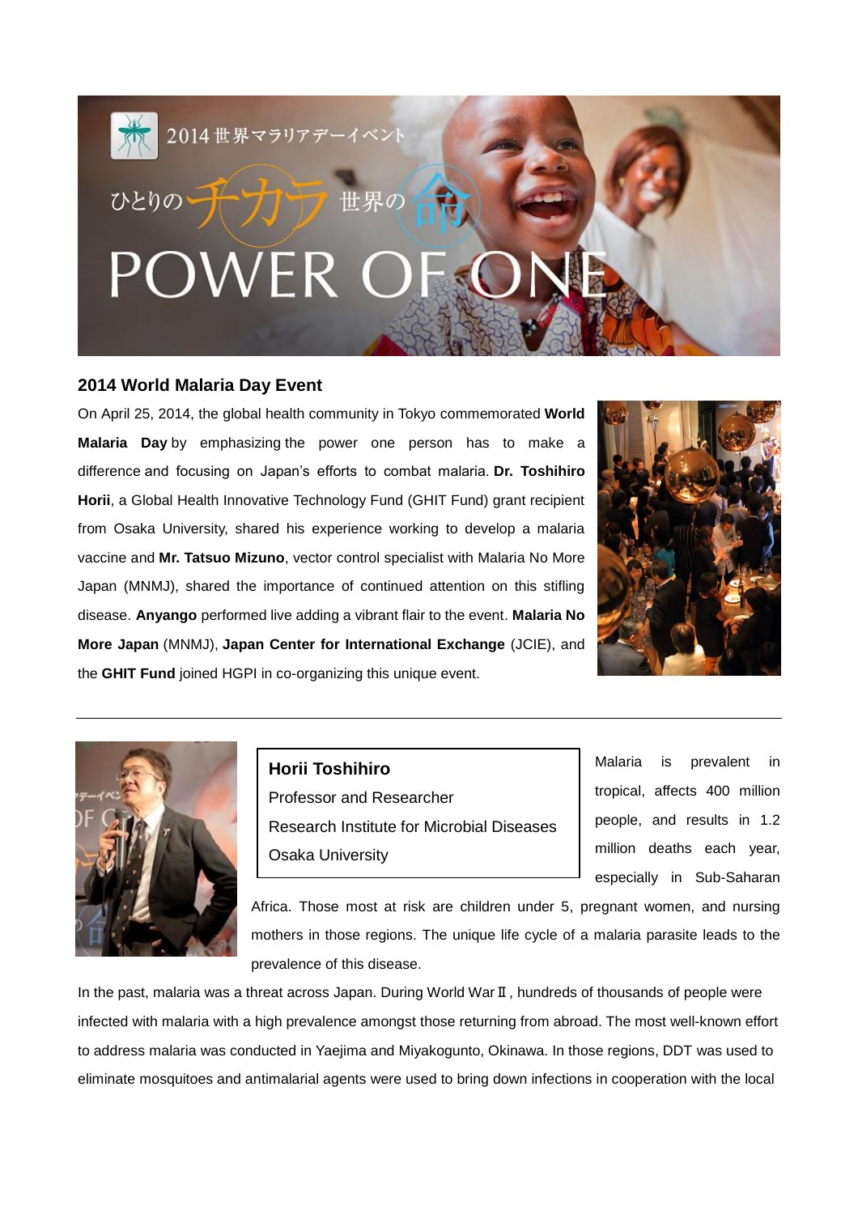2014 世界マラリアデーイベント

ひとりのチカラ 世界の命

POWER OF ONE

## 2014 World Malaria Day Event

On April 25, 2014, the global health community in Tokyo commemorated **World Malaria Day** by emphasizing the power one person has to make a difference and focusing on Japan's efforts to combat malaria. **Dr. Toshihiro Horii**, a Global Health Innovative Technology Fund (GHIT Fund) grant recipient from Osaka University, shared his experience working to develop a malaria vaccine and **Mr. Tatsuo Mizuno**, vector control specialist with Malaria No More Japan (MNMJ), shared the importance of continued attention on this stifling disease. **Anyango** performed live adding a vibrant flair to the event. **Malaria No More Japan** (MNMJ), **Japan Center for International Exchange** (JCIE), and the **GHIT Fund** joined HGPI in co-organizing this unique event.

---

**Horii Toshihiro**
Professor and Researcher
Research Institute for Microbial Diseases
Osaka University

Malaria is prevalent in tropical, affects 400 million people, and results in 1.2 million deaths each year, especially in Sub-Saharan Africa. Those most at risk are children under 5, pregnant women, and nursing mothers in those regions. The unique life cycle of a malaria parasite leads to the prevalence of this disease.

In the past, malaria was a threat across Japan. During World War Ⅱ, hundreds of thousands of people were infected with malaria with a high prevalence amongst those returning from abroad. The most well-known effort to address malaria was conducted in Yaejima and Miyakogunto, Okinawa. In those regions, DDT was used to eliminate mosquitoes and antimalarial agents were used to bring down infections in cooperation with the local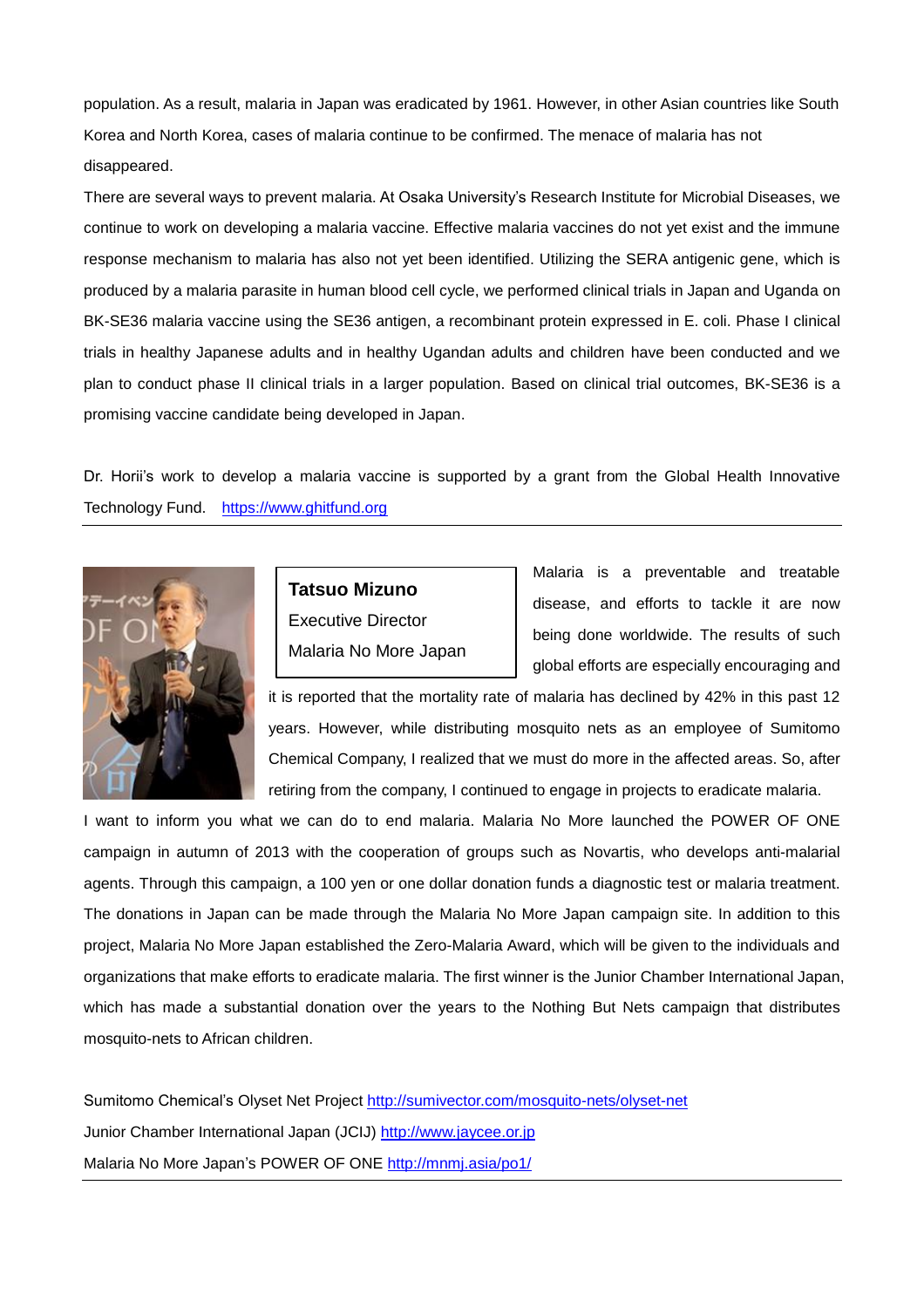population. As a result, malaria in Japan was eradicated by 1961. However, in other Asian countries like South Korea and North Korea, cases of malaria continue to be confirmed. The menace of malaria has not disappeared.

There are several ways to prevent malaria. At Osaka University's Research Institute for Microbial Diseases, we continue to work on developing a malaria vaccine. Effective malaria vaccines do not yet exist and the immune response mechanism to malaria has also not yet been identified. Utilizing the SERA antigenic gene, which is produced by a malaria parasite in human blood cell cycle, we performed clinical trials in Japan and Uganda on BK-SE36 malaria vaccine using the SE36 antigen, a recombinant protein expressed in E. coli. Phase I clinical trials in healthy Japanese adults and in healthy Ugandan adults and children have been conducted and we plan to conduct phase II clinical trials in a larger population. Based on clinical trial outcomes, BK-SE36 is a promising vaccine candidate being developed in Japan.

Dr. Horii's work to develop a malaria vaccine is supported by a grant from the Global Health Innovative Technology Fund. https://www.ghitfund.org

---

**Tatsuo Mizuno**
Executive Director
Malaria No More Japan

Malaria is a preventable and treatable disease, and efforts to tackle it are now being done worldwide. The results of such global efforts are especially encouraging and it is reported that the mortality rate of malaria has declined by 42% in this past 12 years. However, while distributing mosquito nets as an employee of Sumitomo Chemical Company, I realized that we must do more in the affected areas. So, after retiring from the company, I continued to engage in projects to eradicate malaria.

I want to inform you what we can do to end malaria. Malaria No More launched the POWER OF ONE campaign in autumn of 2013 with the cooperation of groups such as Novartis, who develops anti-malarial agents. Through this campaign, a 100 yen or one dollar donation funds a diagnostic test or malaria treatment. The donations in Japan can be made through the Malaria No More Japan campaign site. In addition to this project, Malaria No More Japan established the Zero-Malaria Award, which will be given to the individuals and organizations that make efforts to eradicate malaria. The first winner is the Junior Chamber International Japan, which has made a substantial donation over the years to the Nothing But Nets campaign that distributes mosquito-nets to African children.

Sumitomo Chemical's Olyset Net Project http://sumivector.com/mosquito-nets/olyset-net
Junior Chamber International Japan (JCIJ) http://www.jaycee.or.jp
Malaria No More Japan's POWER OF ONE http://mnmj.asia/po1/

---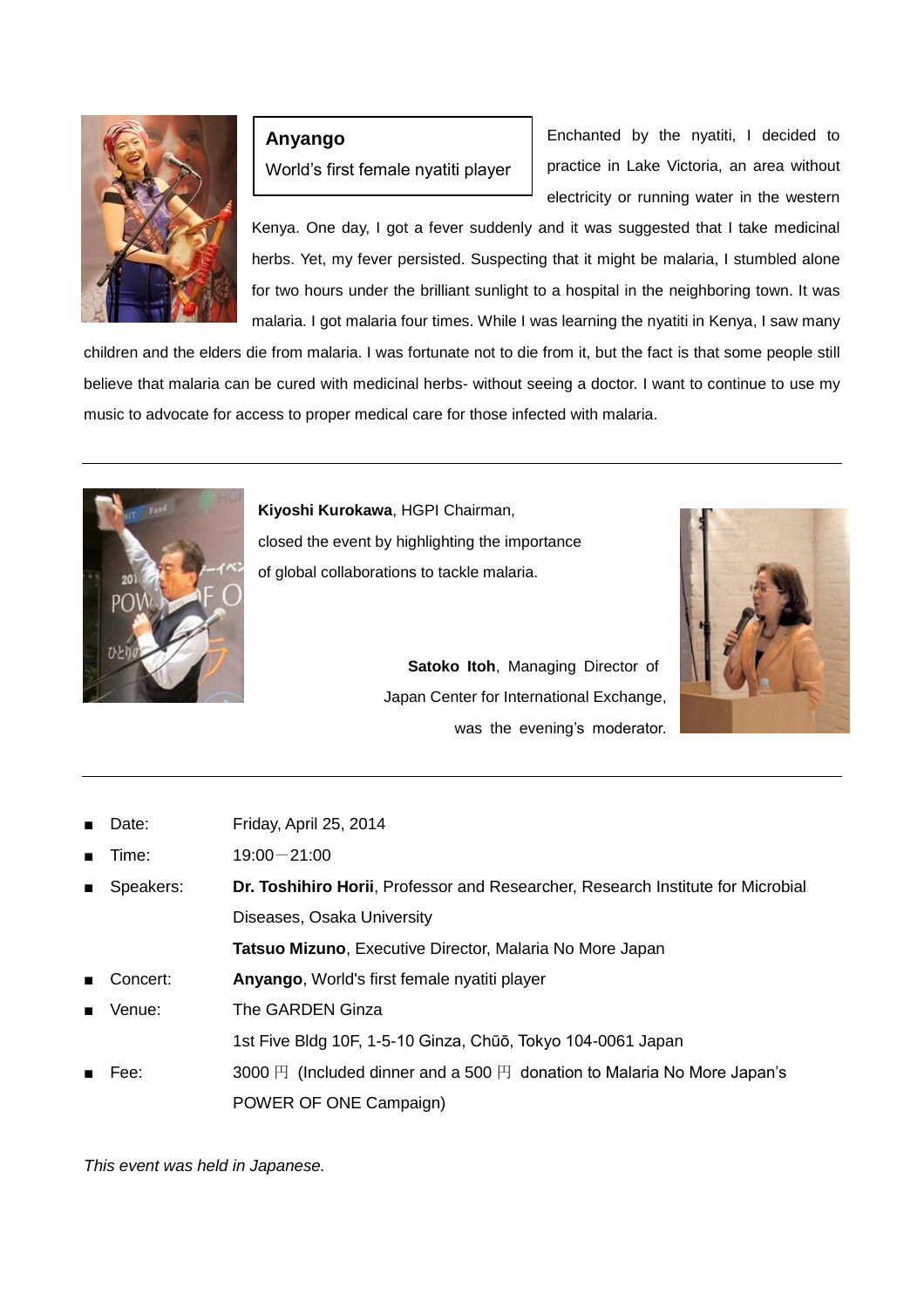**Anyango**

World's first female nyatiti player

Enchanted by the nyatiti, I decided to practice in Lake Victoria, an area without electricity or running water in the western Kenya. One day, I got a fever suddenly and it was suggested that I take medicinal herbs. Yet, my fever persisted. Suspecting that it might be malaria, I stumbled alone for two hours under the brilliant sunlight to a hospital in the neighboring town. It was malaria. I got malaria four times. While I was learning the nyatiti in Kenya, I saw many children and the elders die from malaria. I was fortunate not to die from it, but the fact is that some people still believe that malaria can be cured with medicinal herbs- without seeing a doctor. I want to continue to use my music to advocate for access to proper medical care for those infected with malaria.

---

**Kiyoshi Kurokawa**, HGPI Chairman, closed the event by highlighting the importance of global collaborations to tackle malaria.

**Satoko Itoh**, Managing Director of Japan Center for International Exchange, was the evening's moderator.

---

- Date: Friday, April 25, 2014
- Time: 19:00－21:00
- Speakers: **Dr. Toshihiro Horii**, Professor and Researcher, Research Institute for Microbial Diseases, Osaka University
  **Tatsuo Mizuno**, Executive Director, Malaria No More Japan
- Concert: **Anyango**, World's first female nyatiti player
- Venue: The GARDEN Ginza
  1st Five Bldg 10F, 1-5-10 Ginza, Chūō, Tokyo 104-0061 Japan
- Fee: 3000 円 (Included dinner and a 500 円 donation to Malaria No More Japan's POWER OF ONE Campaign)

*This event was held in Japanese.*